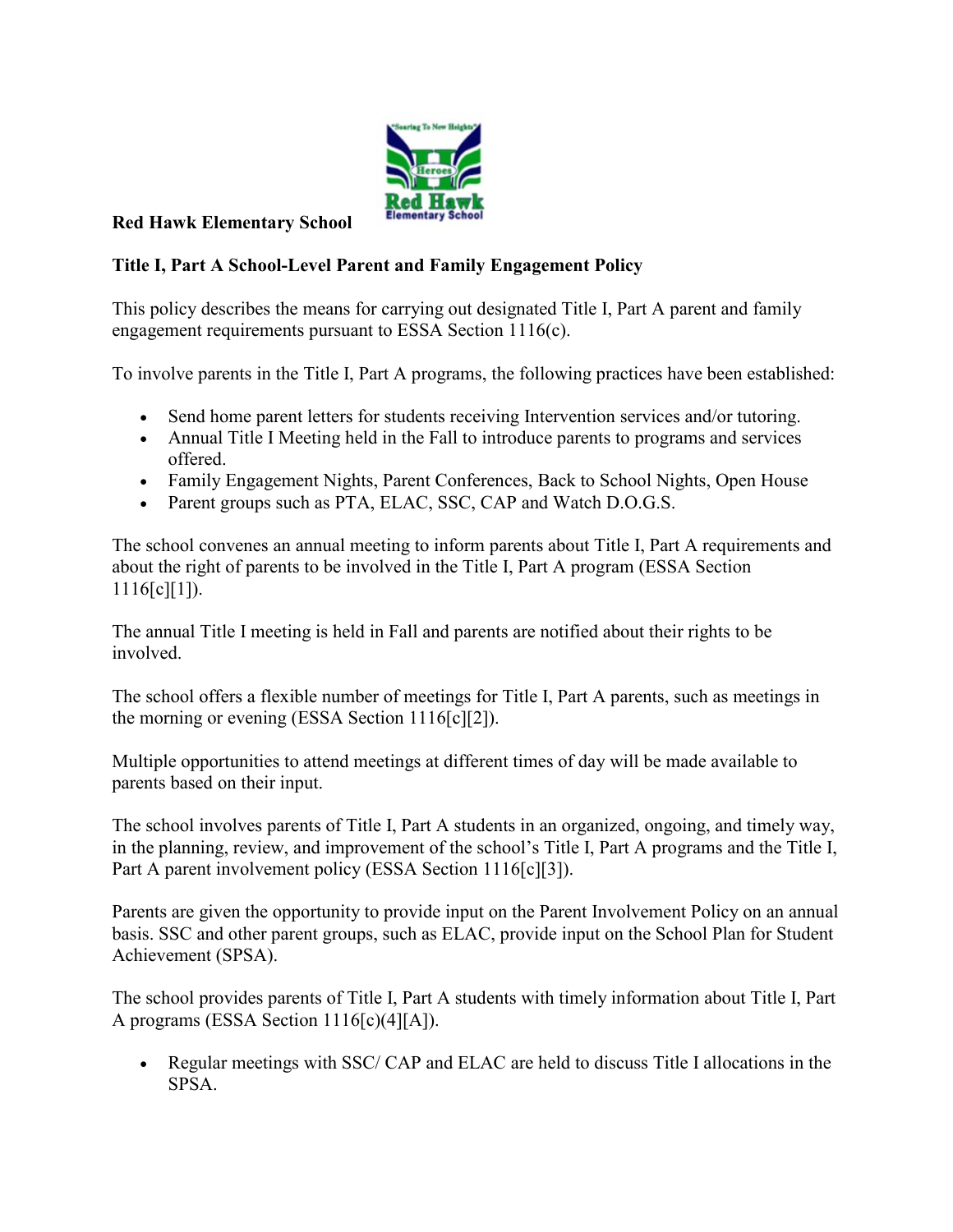**Red Hawk Elementary School**

**Title I, Part A School-Level Parent and Family Engagement Policy**

This policy describes the means for carrying out designated Title I, Part A parent and family engagement requirements pursuant to ESSA Section 1116(c).

To involve parents in the Title I, Part A programs, the following practices have been established:

- Send home parent letters for students receiving Intervention services and/or tutoring.
- Annual Title I Meeting held in the Fall to introduce parents to programs and services offered.
- Family Engagement Nights, Parent Conferences, Back to School Nights, Open House
- Parent groups such as PTA, ELAC, SSC, CAP and Watch D.O.G.S.

The school convenes an annual meeting to inform parents about Title I, Part A requirements and about the right of parents to be involved in the Title I, Part A program (ESSA Section 1116[c][1]).

The annual Title I meeting is held in Fall and parents are notified about their rights to be involved.

The school offers a flexible number of meetings for Title I, Part A parents, such as meetings in the morning or evening (ESSA Section 1116[c][2]).

Multiple opportunities to attend meetings at different times of day will be made available to parents based on their input.

The school involves parents of Title I, Part A students in an organized, ongoing, and timely way, in the planning, review, and improvement of the school's Title I, Part A programs and the Title I, Part A parent involvement policy (ESSA Section 1116[c][3]).

Parents are given the opportunity to provide input on the Parent Involvement Policy on an annual basis. SSC and other parent groups, such as ELAC, provide input on the School Plan for Student Achievement (SPSA).

The school provides parents of Title I, Part A students with timely information about Title I, Part A programs (ESSA Section 1116[c)(4][A]).

- Regular meetings with SSC/ CAP and ELAC are held to discuss Title I allocations in the SPSA.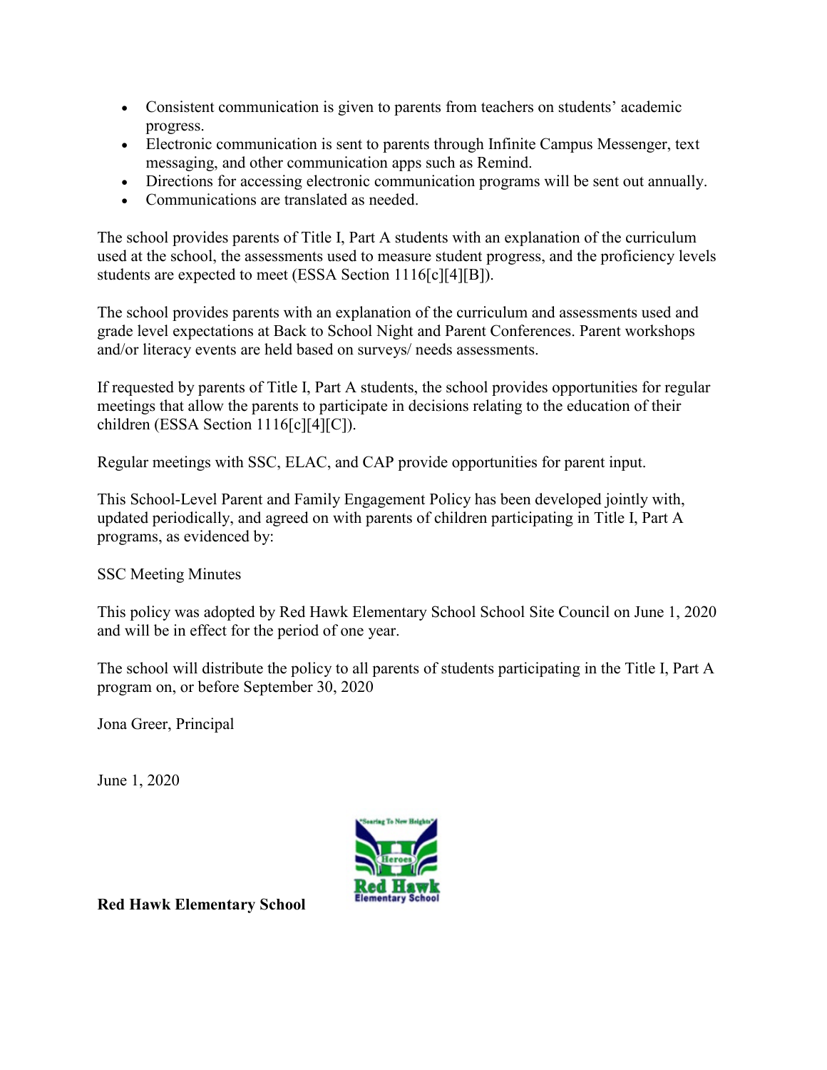- Consistent communication is given to parents from teachers on students' academic progress.
- Electronic communication is sent to parents through Infinite Campus Messenger, text messaging, and other communication apps such as Remind.
- Directions for accessing electronic communication programs will be sent out annually.
- Communications are translated as needed.

The school provides parents of Title I, Part A students with an explanation of the curriculum used at the school, the assessments used to measure student progress, and the proficiency levels students are expected to meet (ESSA Section 1116[c][4][B]).

The school provides parents with an explanation of the curriculum and assessments used and grade level expectations at Back to School Night and Parent Conferences. Parent workshops and/or literacy events are held based on surveys/ needs assessments.

If requested by parents of Title I, Part A students, the school provides opportunities for regular meetings that allow the parents to participate in decisions relating to the education of their children (ESSA Section 1116[c][4][C]).

Regular meetings with SSC, ELAC, and CAP provide opportunities for parent input.

This School-Level Parent and Family Engagement Policy has been developed jointly with, updated periodically, and agreed on with parents of children participating in Title I, Part A programs, as evidenced by:

SSC Meeting Minutes

This policy was adopted by Red Hawk Elementary School School Site Council on June 1, 2020 and will be in effect for the period of one year.

The school will distribute the policy to all parents of students participating in the Title I, Part A program on, or before September 30, 2020

Jona Greer, Principal

June 1, 2020

**Red Hawk Elementary School**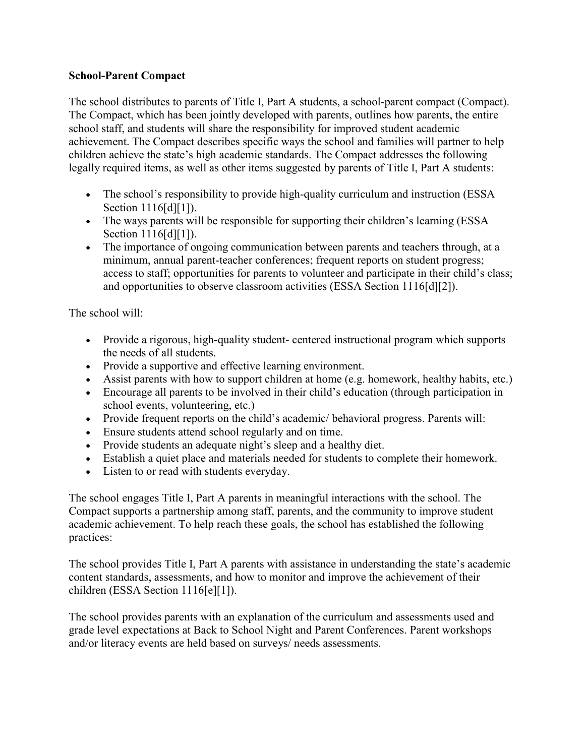**School-Parent Compact**

The school distributes to parents of Title I, Part A students, a school-parent compact (Compact). The Compact, which has been jointly developed with parents, outlines how parents, the entire school staff, and students will share the responsibility for improved student academic achievement. The Compact describes specific ways the school and families will partner to help children achieve the state's high academic standards. The Compact addresses the following legally required items, as well as other items suggested by parents of Title I, Part A students:

- The school's responsibility to provide high-quality curriculum and instruction (ESSA Section 1116[d][1]).
- The ways parents will be responsible for supporting their children's learning (ESSA Section 1116[d][1]).
- The importance of ongoing communication between parents and teachers through, at a minimum, annual parent-teacher conferences; frequent reports on student progress; access to staff; opportunities for parents to volunteer and participate in their child's class; and opportunities to observe classroom activities (ESSA Section 1116[d][2]).

The school will:

- Provide a rigorous, high-quality student- centered instructional program which supports the needs of all students.
- Provide a supportive and effective learning environment.
- Assist parents with how to support children at home (e.g. homework, healthy habits, etc.)
- Encourage all parents to be involved in their child's education (through participation in school events, volunteering, etc.)
- Provide frequent reports on the child's academic/ behavioral progress. Parents will:
- Ensure students attend school regularly and on time.
- Provide students an adequate night's sleep and a healthy diet.
- Establish a quiet place and materials needed for students to complete their homework.
- Listen to or read with students everyday.

The school engages Title I, Part A parents in meaningful interactions with the school. The Compact supports a partnership among staff, parents, and the community to improve student academic achievement. To help reach these goals, the school has established the following practices:

The school provides Title I, Part A parents with assistance in understanding the state's academic content standards, assessments, and how to monitor and improve the achievement of their children (ESSA Section 1116[e][1]).

The school provides parents with an explanation of the curriculum and assessments used and grade level expectations at Back to School Night and Parent Conferences. Parent workshops and/or literacy events are held based on surveys/ needs assessments.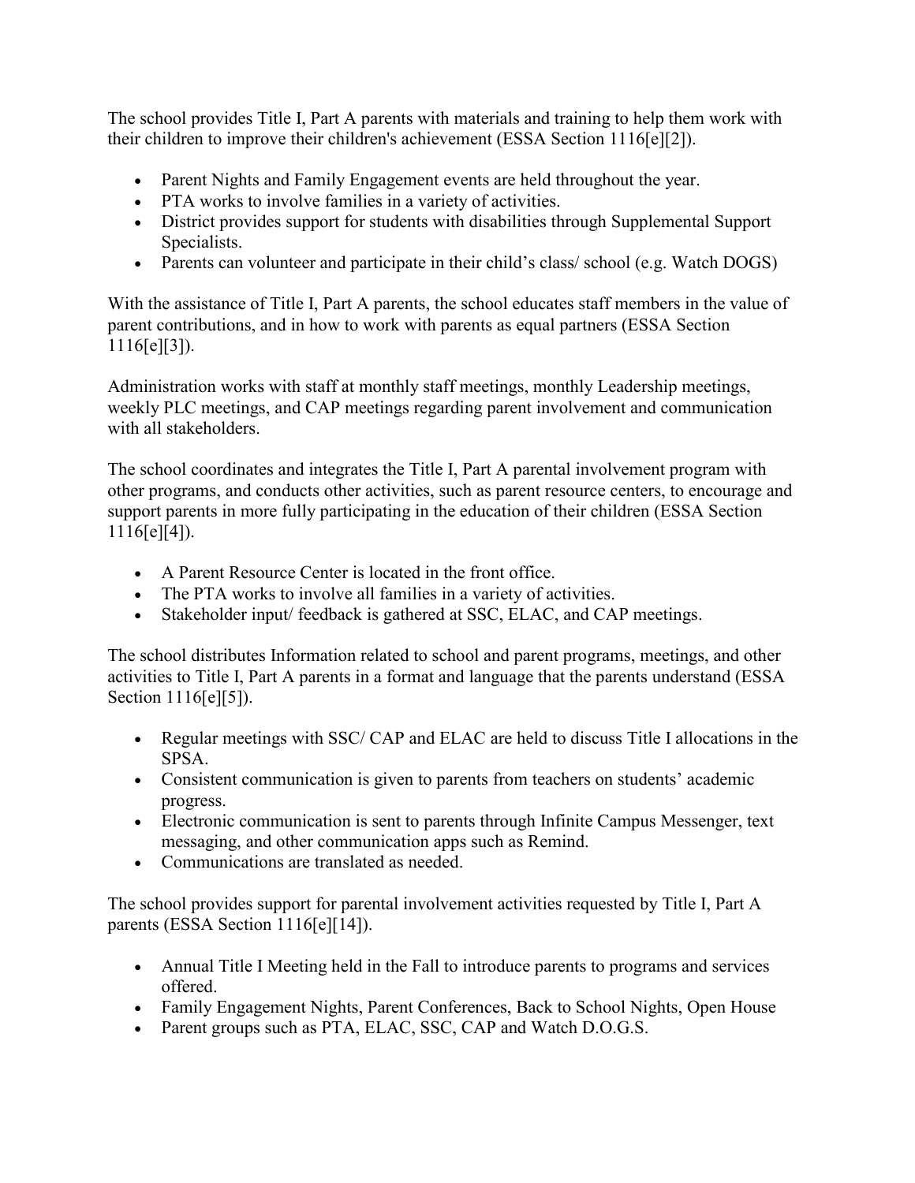The school provides Title I, Part A parents with materials and training to help them work with their children to improve their children's achievement (ESSA Section 1116[e][2]).

- Parent Nights and Family Engagement events are held throughout the year.
- PTA works to involve families in a variety of activities.
- District provides support for students with disabilities through Supplemental Support Specialists.
- Parents can volunteer and participate in their child's class/ school (e.g. Watch DOGS)

With the assistance of Title I, Part A parents, the school educates staff members in the value of parent contributions, and in how to work with parents as equal partners (ESSA Section 1116[e][3]).

Administration works with staff at monthly staff meetings, monthly Leadership meetings, weekly PLC meetings, and CAP meetings regarding parent involvement and communication with all stakeholders.

The school coordinates and integrates the Title I, Part A parental involvement program with other programs, and conducts other activities, such as parent resource centers, to encourage and support parents in more fully participating in the education of their children (ESSA Section 1116[e][4]).

- A Parent Resource Center is located in the front office.
- The PTA works to involve all families in a variety of activities.
- Stakeholder input/ feedback is gathered at SSC, ELAC, and CAP meetings.

The school distributes Information related to school and parent programs, meetings, and other activities to Title I, Part A parents in a format and language that the parents understand (ESSA Section 1116[e][5]).

- Regular meetings with SSC/ CAP and ELAC are held to discuss Title I allocations in the SPSA.
- Consistent communication is given to parents from teachers on students' academic progress.
- Electronic communication is sent to parents through Infinite Campus Messenger, text messaging, and other communication apps such as Remind.
- Communications are translated as needed.

The school provides support for parental involvement activities requested by Title I, Part A parents (ESSA Section 1116[e][14]).

- Annual Title I Meeting held in the Fall to introduce parents to programs and services offered.
- Family Engagement Nights, Parent Conferences, Back to School Nights, Open House
- Parent groups such as PTA, ELAC, SSC, CAP and Watch D.O.G.S.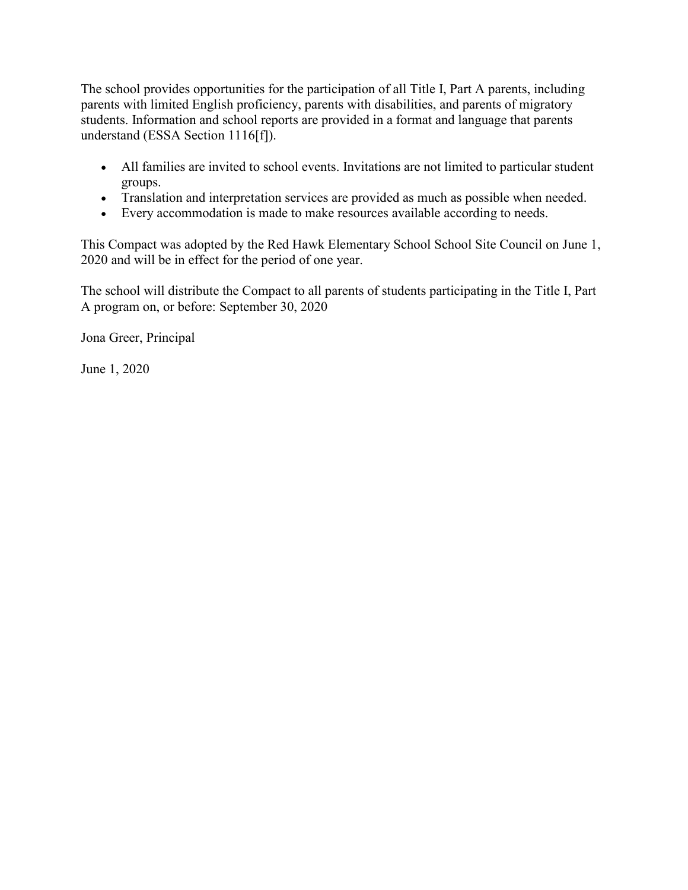The school provides opportunities for the participation of all Title I, Part A parents, including parents with limited English proficiency, parents with disabilities, and parents of migratory students. Information and school reports are provided in a format and language that parents understand (ESSA Section 1116[f]).

- All families are invited to school events. Invitations are not limited to particular student groups.
- Translation and interpretation services are provided as much as possible when needed.
- Every accommodation is made to make resources available according to needs.

This Compact was adopted by the Red Hawk Elementary School School Site Council on June 1, 2020 and will be in effect for the period of one year.

The school will distribute the Compact to all parents of students participating in the Title I, Part A program on, or before: September 30, 2020

Jona Greer, Principal

June 1, 2020